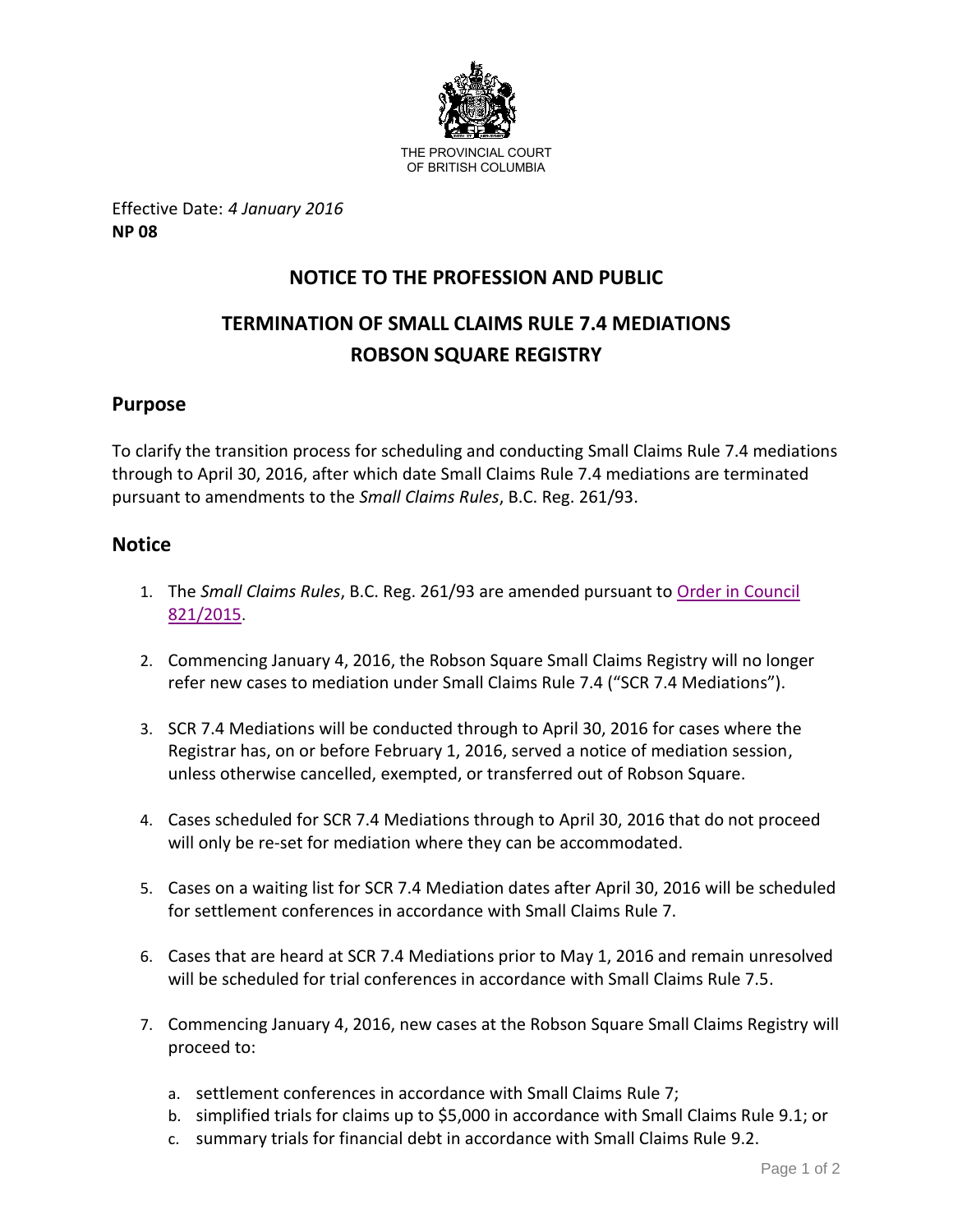THE PROVINCIAL COURT
OF BRITISH COLUMBIA

Effective Date: *4 January 2016*
**NP 08**

# NOTICE TO THE PROFESSION AND PUBLIC

# TERMINATION OF SMALL CLAIMS RULE 7.4 MEDIATIONS ROBSON SQUARE REGISTRY

## Purpose

To clarify the transition process for scheduling and conducting Small Claims Rule 7.4 mediations through to April 30, 2016, after which date Small Claims Rule 7.4 mediations are terminated pursuant to amendments to the *Small Claims Rules*, B.C. Reg. 261/93.

## Notice

1. The *Small Claims Rules*, B.C. Reg. 261/93 are amended pursuant to Order in Council 821/2015.

2. Commencing January 4, 2016, the Robson Square Small Claims Registry will no longer refer new cases to mediation under Small Claims Rule 7.4 ("SCR 7.4 Mediations").

3. SCR 7.4 Mediations will be conducted through to April 30, 2016 for cases where the Registrar has, on or before February 1, 2016, served a notice of mediation session, unless otherwise cancelled, exempted, or transferred out of Robson Square.

4. Cases scheduled for SCR 7.4 Mediations through to April 30, 2016 that do not proceed will only be re-set for mediation where they can be accommodated.

5. Cases on a waiting list for SCR 7.4 Mediation dates after April 30, 2016 will be scheduled for settlement conferences in accordance with Small Claims Rule 7.

6. Cases that are heard at SCR 7.4 Mediations prior to May 1, 2016 and remain unresolved will be scheduled for trial conferences in accordance with Small Claims Rule 7.5.

7. Commencing January 4, 2016, new cases at the Robson Square Small Claims Registry will proceed to:

   a. settlement conferences in accordance with Small Claims Rule 7;
   b. simplified trials for claims up to $5,000 in accordance with Small Claims Rule 9.1; or
   c. summary trials for financial debt in accordance with Small Claims Rule 9.2.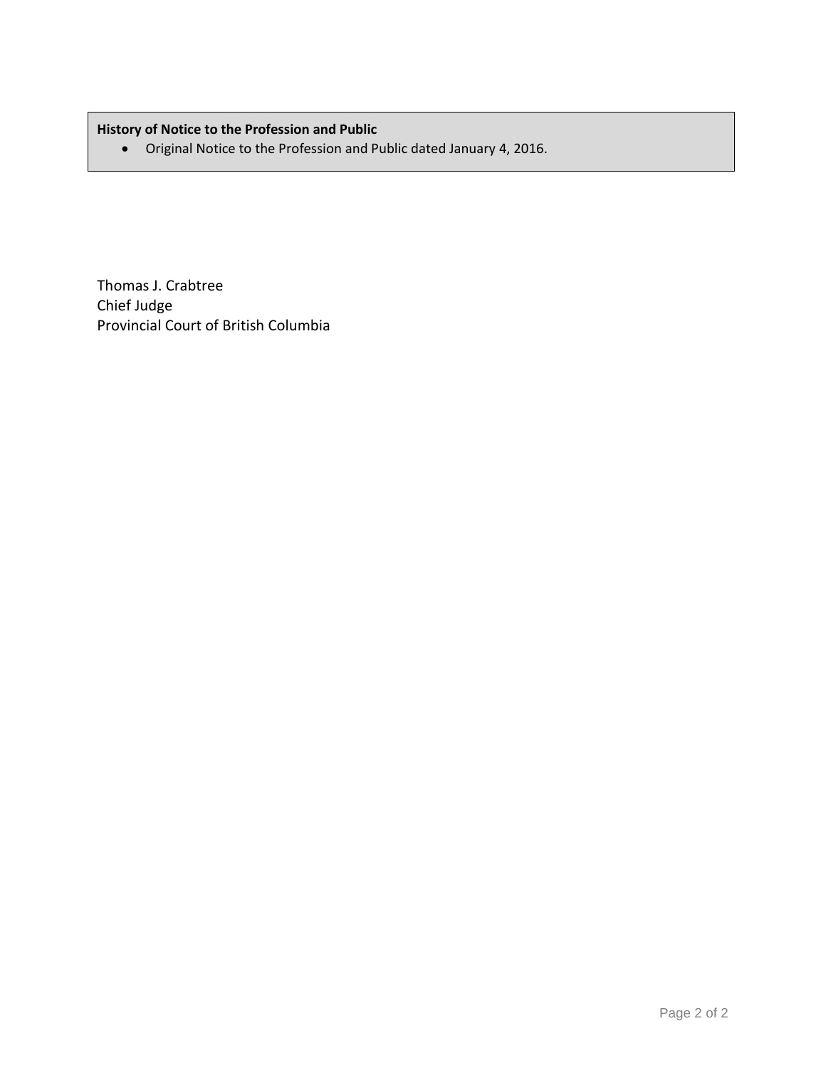**History of Notice to the Profession and Public**

- Original Notice to the Profession and Public dated January 4, 2016.

Thomas J. Crabtree
Chief Judge
Provincial Court of British Columbia